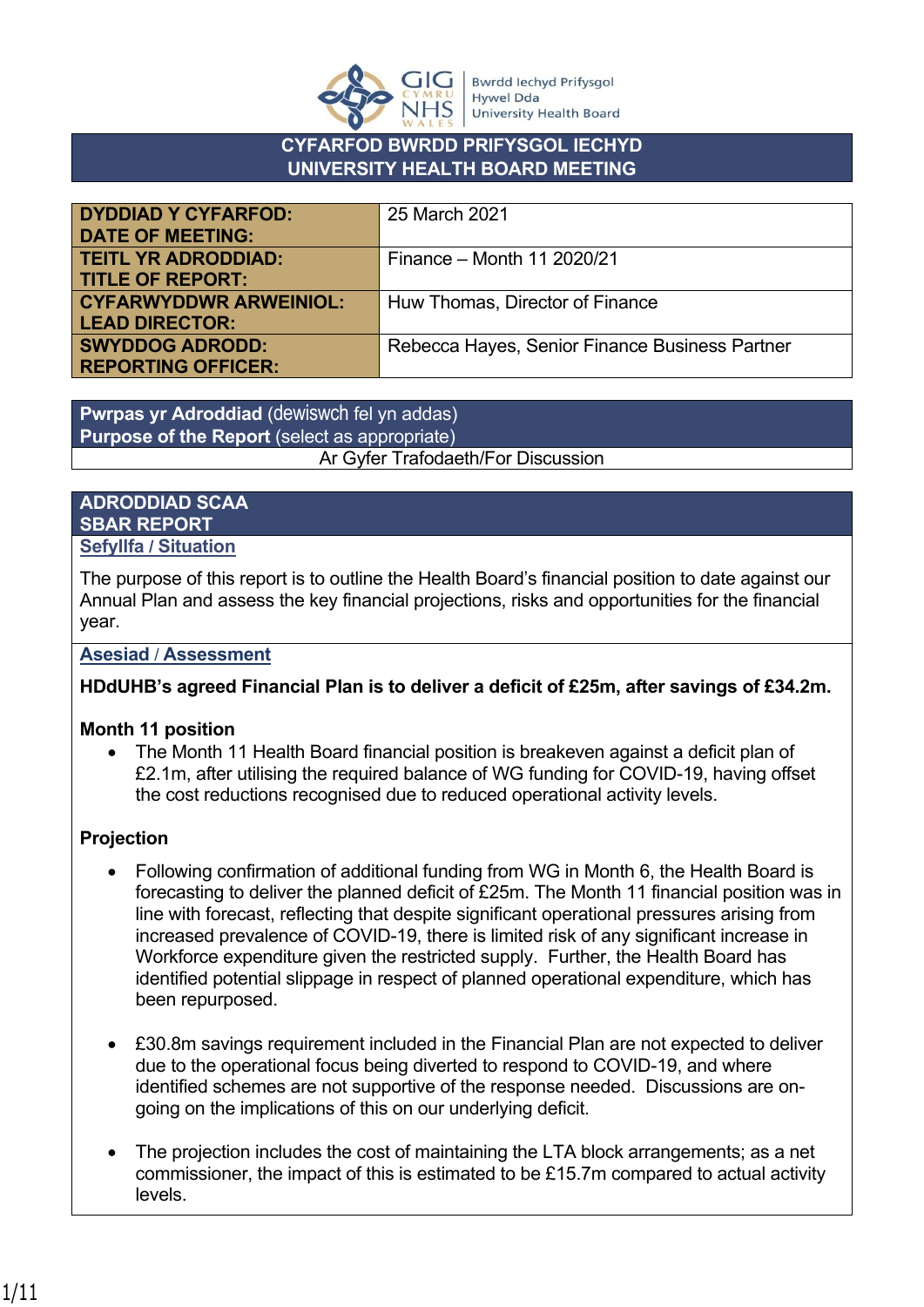Bwrdd Iechyd Prifysgol Hywel Dda University Health Board

# CYFARFOD BWRDD PRIFYSGOL IECHYD UNIVERSITY HEALTH BOARD MEETING

| | |
|---|---|
| **DYDDIAD Y CYFARFOD: DATE OF MEETING:** | 25 March 2021 |
| **TEITL YR ADRODDIAD: TITLE OF REPORT:** | Finance – Month 11 2020/21 |
| **CYFARWYDDWR ARWEINIOL: LEAD DIRECTOR:** | Huw Thomas, Director of Finance |
| **SWYDDOG ADRODD: REPORTING OFFICER:** | Rebecca Hayes, Senior Finance Business Partner |

| **Pwrpas yr Adroddiad** (dewiswch fel yn addas) **Purpose of the Report** (select as appropriate) |
|---|
| Ar Gyfer Trafodaeth/For Discussion |

## ADRODDIAD SCAA SBAR REPORT

### Sefyllfa / Situation

The purpose of this report is to outline the Health Board's financial position to date against our Annual Plan and assess the key financial projections, risks and opportunities for the financial year.

### Asesiad / Assessment

**HDdUHB's agreed Financial Plan is to deliver a deficit of £25m, after savings of £34.2m.**

**Month 11 position**

- The Month 11 Health Board financial position is breakeven against a deficit plan of £2.1m, after utilising the required balance of WG funding for COVID-19, having offset the cost reductions recognised due to reduced operational activity levels.

**Projection**

- Following confirmation of additional funding from WG in Month 6, the Health Board is forecasting to deliver the planned deficit of £25m. The Month 11 financial position was in line with forecast, reflecting that despite significant operational pressures arising from increased prevalence of COVID-19, there is limited risk of any significant increase in Workforce expenditure given the restricted supply. Further, the Health Board has identified potential slippage in respect of planned operational expenditure, which has been repurposed.

- £30.8m savings requirement included in the Financial Plan are not expected to deliver due to the operational focus being diverted to respond to COVID-19, and where identified schemes are not supportive of the response needed. Discussions are on-going on the implications of this on our underlying deficit.

- The projection includes the cost of maintaining the LTA block arrangements; as a net commissioner, the impact of this is estimated to be £15.7m compared to actual activity levels.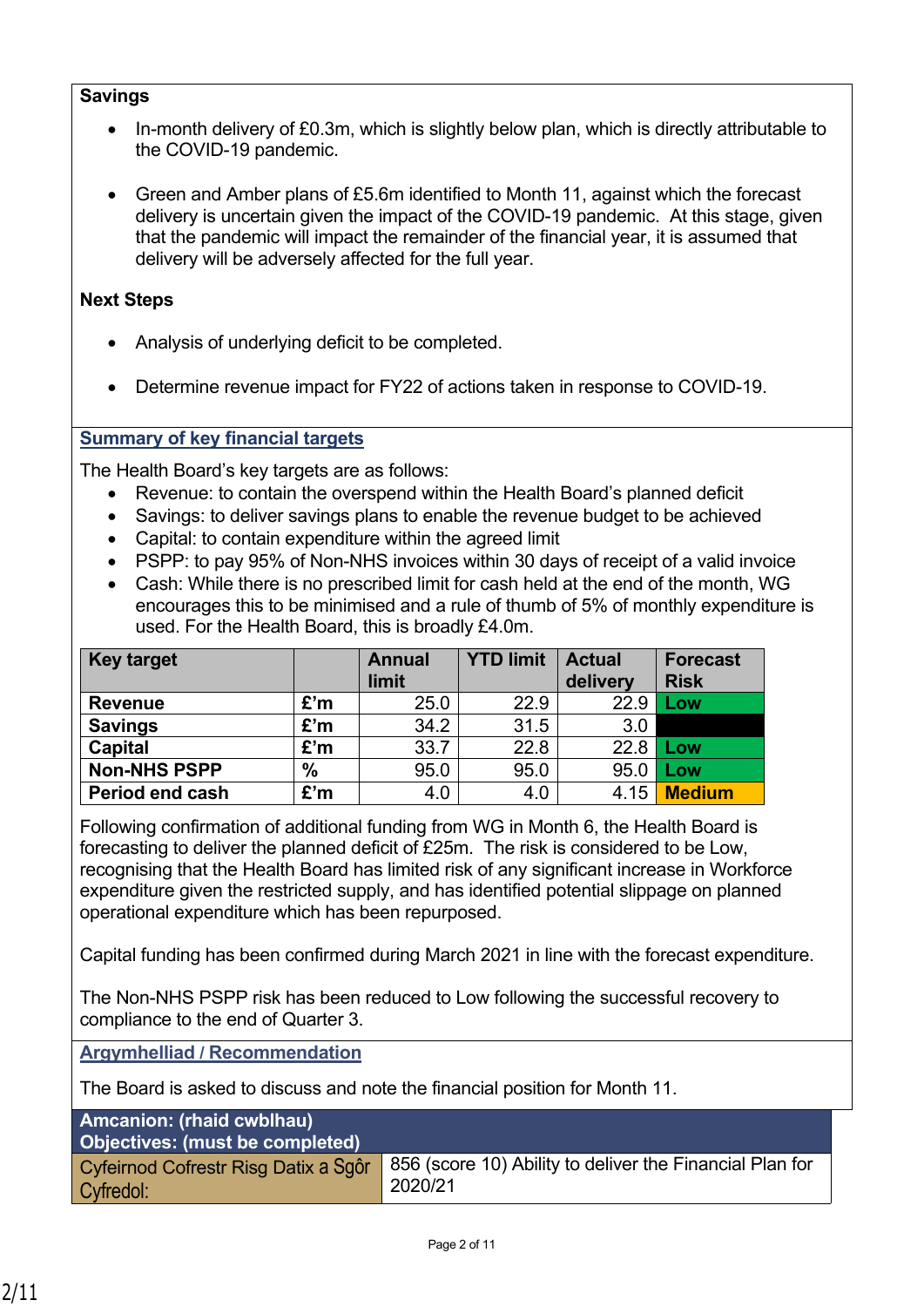**Savings**

- In-month delivery of £0.3m, which is slightly below plan, which is directly attributable to the COVID-19 pandemic.
- Green and Amber plans of £5.6m identified to Month 11, against which the forecast delivery is uncertain given the impact of the COVID-19 pandemic. At this stage, given that the pandemic will impact the remainder of the financial year, it is assumed that delivery will be adversely affected for the full year.

**Next Steps**

- Analysis of underlying deficit to be completed.
- Determine revenue impact for FY22 of actions taken in response to COVID-19.

**Summary of key financial targets**

The Health Board's key targets are as follows:

- Revenue: to contain the overspend within the Health Board's planned deficit
- Savings: to deliver savings plans to enable the revenue budget to be achieved
- Capital: to contain expenditure within the agreed limit
- PSPP: to pay 95% of Non-NHS invoices within 30 days of receipt of a valid invoice
- Cash: While there is no prescribed limit for cash held at the end of the month, WG encourages this to be minimised and a rule of thumb of 5% of monthly expenditure is used. For the Health Board, this is broadly £4.0m.

| Key target | | Annual limit | YTD limit | Actual delivery | Forecast Risk |
|---|---|---|---|---|---|
| Revenue | £'m | 25.0 | 22.9 | 22.9 | Low |
| Savings | £'m | 34.2 | 31.5 | 3.0 | |
| Capital | £'m | 33.7 | 22.8 | 22.8 | Low |
| Non-NHS PSPP | % | 95.0 | 95.0 | 95.0 | Low |
| Period end cash | £'m | 4.0 | 4.0 | 4.15 | Medium |

Following confirmation of additional funding from WG in Month 6, the Health Board is forecasting to deliver the planned deficit of £25m. The risk is considered to be Low, recognising that the Health Board has limited risk of any significant increase in Workforce expenditure given the restricted supply, and has identified potential slippage on planned operational expenditure which has been repurposed.

Capital funding has been confirmed during March 2021 in line with the forecast expenditure.

The Non-NHS PSPP risk has been reduced to Low following the successful recovery to compliance to the end of Quarter 3.

**Argymhelliad / Recommendation**

The Board is asked to discuss and note the financial position for Month 11.

| Amcanion: (rhaid cwblhau) Objectives: (must be completed) | |
|---|---|
| Cyfeirnod Cofrestr Risg Datix a Sgôr Cyfredol: | 856 (score 10) Ability to deliver the Financial Plan for 2020/21 |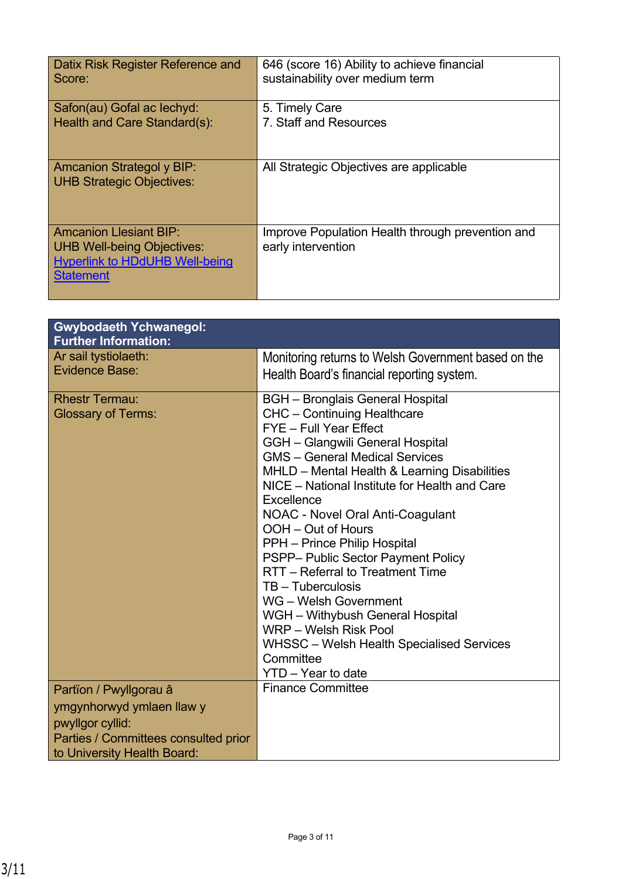| | |
|---|---|
| Datix Risk Register Reference and Score: | 646 (score 16) Ability to achieve financial sustainability over medium term |
| Safon(au) Gofal ac Iechyd: Health and Care Standard(s): | 5. Timely Care<br>7. Staff and Resources |
| Amcanion Strategol y BIP: UHB Strategic Objectives: | All Strategic Objectives are applicable |
| Amcanion Llesiant BIP: UHB Well-being Objectives: [Hyperlink to HDdUHB Well-being Statement] | Improve Population Health through prevention and early intervention |

| Gwybodaeth Ychwanegol: Further Information: | |
|---|---|
| Ar sail tystiolaeth: Evidence Base: | Monitoring returns to Welsh Government based on the Health Board's financial reporting system. |
| Rhestr Termau: Glossary of Terms: | BGH – Bronglais General Hospital<br>CHC – Continuing Healthcare<br>FYE – Full Year Effect<br>GGH – Glangwili General Hospital<br>GMS – General Medical Services<br>MHLD – Mental Health & Learning Disabilities<br>NICE – National Institute for Health and Care Excellence<br>NOAC - Novel Oral Anti-Coagulant<br>OOH – Out of Hours<br>PPH – Prince Philip Hospital<br>PSPP– Public Sector Payment Policy<br>RTT – Referral to Treatment Time<br>TB – Tuberculosis<br>WG – Welsh Government<br>WGH – Withybush General Hospital<br>WRP – Welsh Risk Pool<br>WHSSC – Welsh Health Specialised Services Committee<br>YTD – Year to date |
| Partïon / Pwyllgorau â ymgynhorwyd ymlaen llaw y pwyllgor cyllid: Parties / Committees consulted prior to University Health Board: | Finance Committee |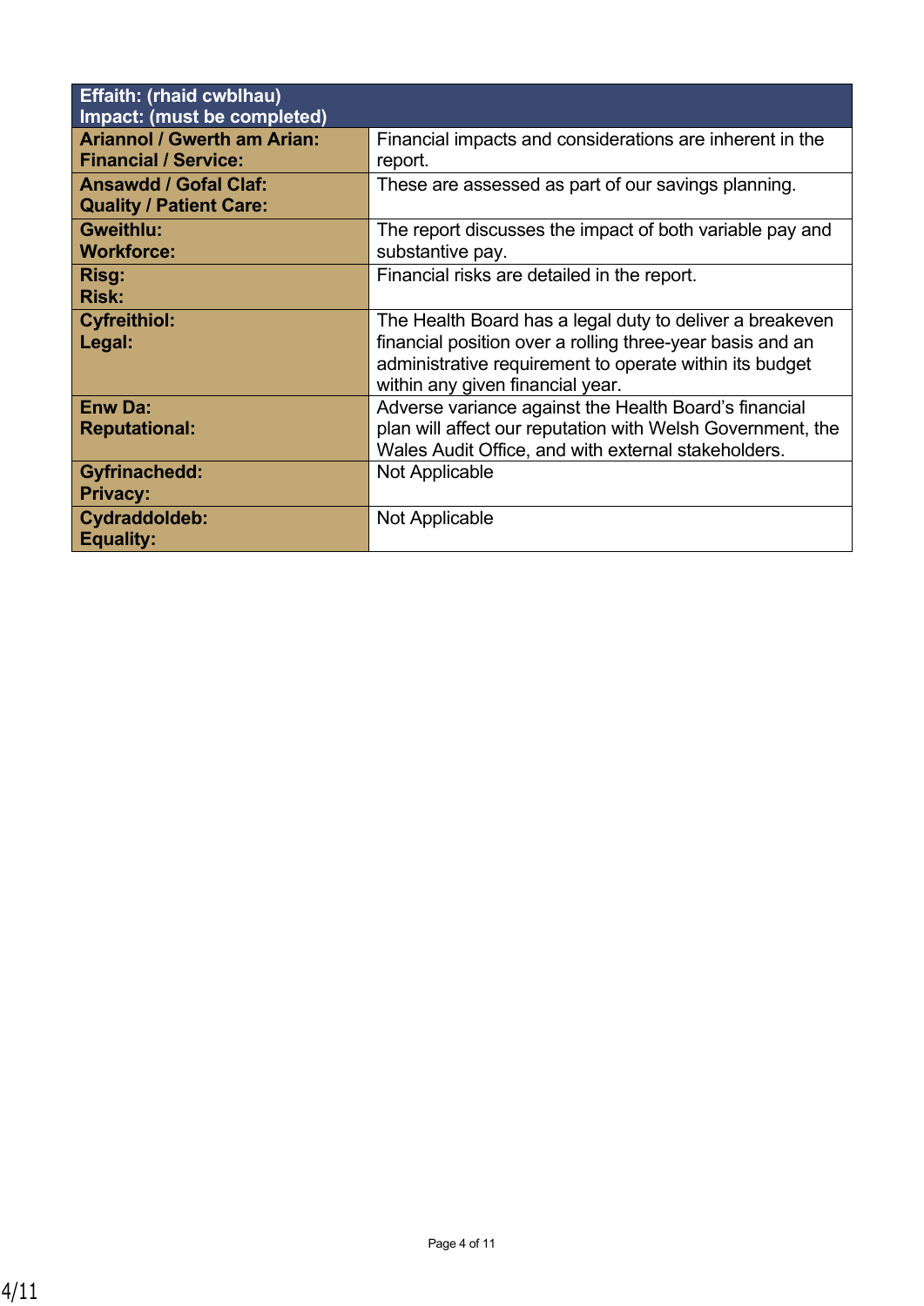| Effaith: (rhaid cwblhau)<br>Impact: (must be completed) | |
|---|---|
| **Ariannol / Gwerth am Arian:**<br>**Financial / Service:** | Financial impacts and considerations are inherent in the report. |
| **Ansawdd / Gofal Claf:**<br>**Quality / Patient Care:** | These are assessed as part of our savings planning. |
| **Gweithlu:**<br>**Workforce:** | The report discusses the impact of both variable pay and substantive pay. |
| **Risg:**<br>**Risk:** | Financial risks are detailed in the report. |
| **Cyfreithiol:**<br>**Legal:** | The Health Board has a legal duty to deliver a breakeven financial position over a rolling three-year basis and an administrative requirement to operate within its budget within any given financial year. |
| **Enw Da:**<br>**Reputational:** | Adverse variance against the Health Board's financial plan will affect our reputation with Welsh Government, the Wales Audit Office, and with external stakeholders. |
| **Gyfrinachedd:**<br>**Privacy:** | Not Applicable |
| **Cydraddoldeb:**<br>**Equality:** | Not Applicable |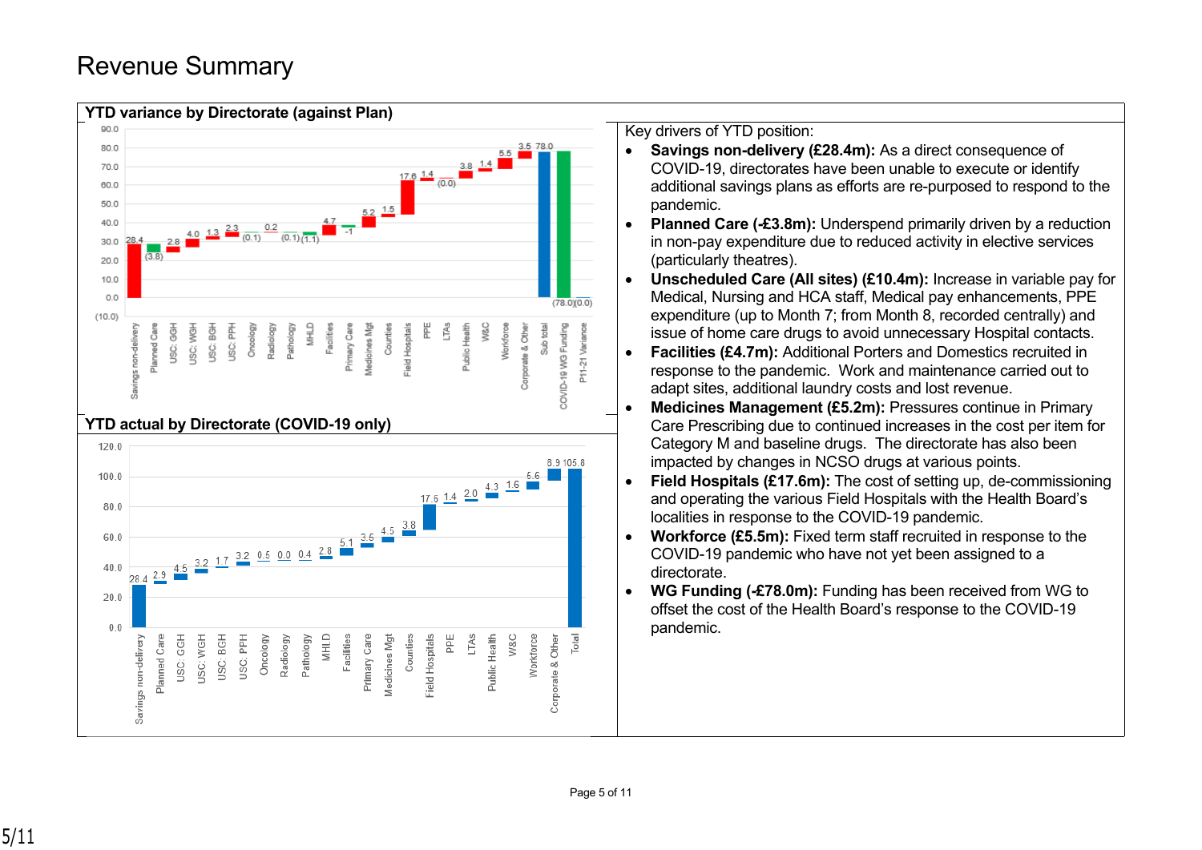# Revenue Summary

## YTD variance by Directorate (against Plan)

90.0
80.0
70.0
60.0
50.0
40.0
30.0
20.0
10.0
0.0
(10.0)

28.4 (3.8) 2.8 4.0 1.3 2.3 (0.1) 0.2 (0.1) (1.1) 4.7 -1 5.2 1.5 17.6 1.4 (0.0) 3.8 1.4 5.5 3.5 78.0 (78.0) (0.0)

Savings non-delivery, Planned Care, USC: GGH, USC: WGH, USC: BGH, USC: PPH, Oncology, Radiology, Pathology, MHLD, Facilities, Primary Care, Medicines Mgt, Counties, Field Hospitals, PPE, LTAs, Public Health, W&C, Workforce, Corporate & Other, Sub total, COVID-19 WG Funding, P11-21 Variance

## YTD actual by Directorate (COVID-19 only)

120.0
100.0
80.0
60.0
40.0
20.0
0.0

28.4 2.9 4.5 3.2 1.7 3.2 0.5 0.0 0.4 2.8 5.1 3.5 4.5 3.8 17.6 1.4 2.0 4.3 1.6 5.6 8.9 105.8

Savings non-delivery, Planned Care, USC: GGH, USC: WGH, USC: BGH, USC: PPH, Oncology, Radiology, Pathology, MHLD, Facilities, Primary Care, Medicines Mgt, Counties, Field Hospitals, PPE, LTAs, Public Health, W&C, Workforce, Corporate & Other, Total

Key drivers of YTD position:

- **Savings non-delivery (£28.4m):** As a direct consequence of COVID-19, directorates have been unable to execute or identify additional savings plans as efforts are re-purposed to respond to the pandemic.
- **Planned Care (-£3.8m):** Underspend primarily driven by a reduction in non-pay expenditure due to reduced activity in elective services (particularly theatres).
- **Unscheduled Care (All sites) (£10.4m):** Increase in variable pay for Medical, Nursing and HCA staff, Medical pay enhancements, PPE expenditure (up to Month 7; from Month 8, recorded centrally) and issue of home care drugs to avoid unnecessary Hospital contacts.
- **Facilities (£4.7m):** Additional Porters and Domestics recruited in response to the pandemic. Work and maintenance carried out to adapt sites, additional laundry costs and lost revenue.
- **Medicines Management (£5.2m):** Pressures continue in Primary Care Prescribing due to continued increases in the cost per item for Category M and baseline drugs. The directorate has also been impacted by changes in NCSO drugs at various points.
- **Field Hospitals (£17.6m):** The cost of setting up, de-commissioning and operating the various Field Hospitals with the Health Board's localities in response to the COVID-19 pandemic.
- **Workforce (£5.5m):** Fixed term staff recruited in response to the COVID-19 pandemic who have not yet been assigned to a directorate.
- **WG Funding (-£78.0m):** Funding has been received from WG to offset the cost of the Health Board's response to the COVID-19 pandemic.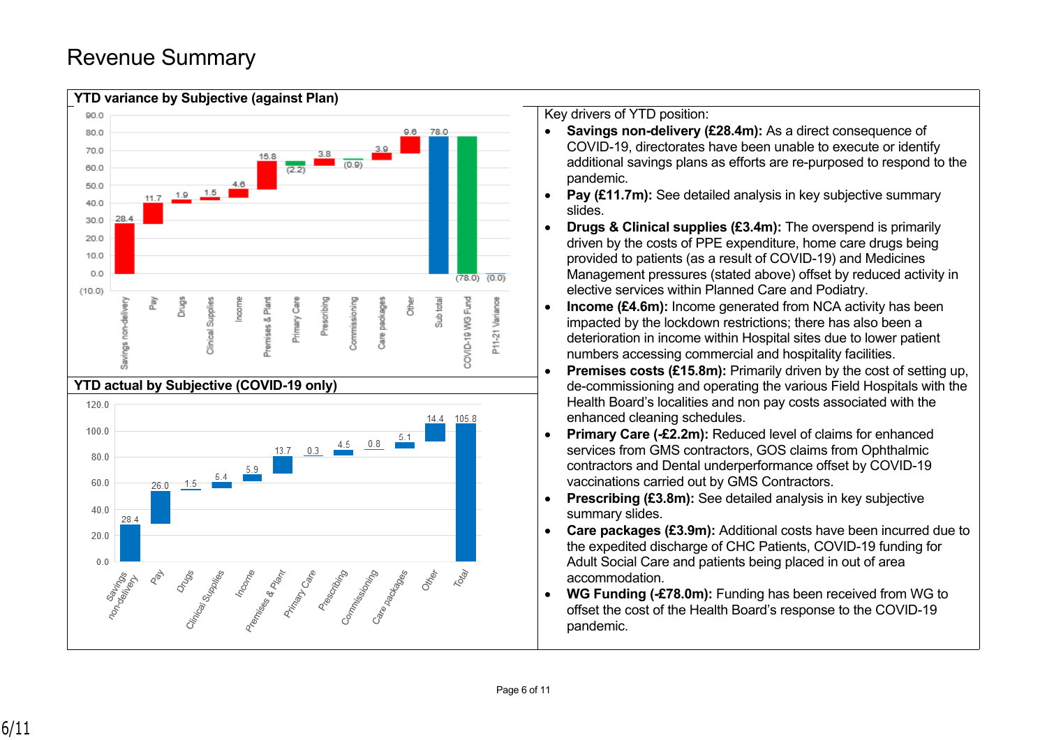# Revenue Summary

## YTD variance by Subjective (against Plan)

90.0
80.0
70.0
60.0
50.0
40.0
30.0
20.0
10.0
0.0
(10.0)

28.4
11.7
1.9
1.5
4.6
15.8
(2.2)
3.8
(0.9)
3.9
9.6
78.0
(78.0)
(0.0)

Savings non-delivery
Pay
Drugs
Clinical Supplies
Income
Premises & Plant
Primary Care
Prescribing
Commissioning
Care packages
Other
Sub total
COVID-19 WG Fund
P11-21 Variance

## YTD actual by Subjective (COVID-19 only)

120.0
100.0
80.0
60.0
40.0
20.0
0.0

28.4
26.0
1.5
5.4
5.9
13.7
0.3
4.5
0.8
5.1
14.4
105.8

Savings non-delivery
Pay
Drugs
Clinical Supplies
Income
Premises & Plant
Primary Care
Prescribing
Commissioning
Care packages
Other
Total

Key drivers of YTD position:

- **Savings non-delivery (£28.4m):** As a direct consequence of COVID-19, directorates have been unable to execute or identify additional savings plans as efforts are re-purposed to respond to the pandemic.
- **Pay (£11.7m):** See detailed analysis in key subjective summary slides.
- **Drugs & Clinical supplies (£3.4m):** The overspend is primarily driven by the costs of PPE expenditure, home care drugs being provided to patients (as a result of COVID-19) and Medicines Management pressures (stated above) offset by reduced activity in elective services within Planned Care and Podiatry.
- **Income (£4.6m):** Income generated from NCA activity has been impacted by the lockdown restrictions; there has also been a deterioration in income within Hospital sites due to lower patient numbers accessing commercial and hospitality facilities.
- **Premises costs (£15.8m):** Primarily driven by the cost of setting up, de-commissioning and operating the various Field Hospitals with the Health Board's localities and non pay costs associated with the enhanced cleaning schedules.
- **Primary Care (-£2.2m):** Reduced level of claims for enhanced services from GMS contractors, GOS claims from Ophthalmic contractors and Dental underperformance offset by COVID-19 vaccinations carried out by GMS Contractors.
- **Prescribing (£3.8m):** See detailed analysis in key subjective summary slides.
- **Care packages (£3.9m):** Additional costs have been incurred due to the expedited discharge of CHC Patients, COVID-19 funding for Adult Social Care and patients being placed in out of area accommodation.
- **WG Funding (-£78.0m):** Funding has been received from WG to offset the cost of the Health Board's response to the COVID-19 pandemic.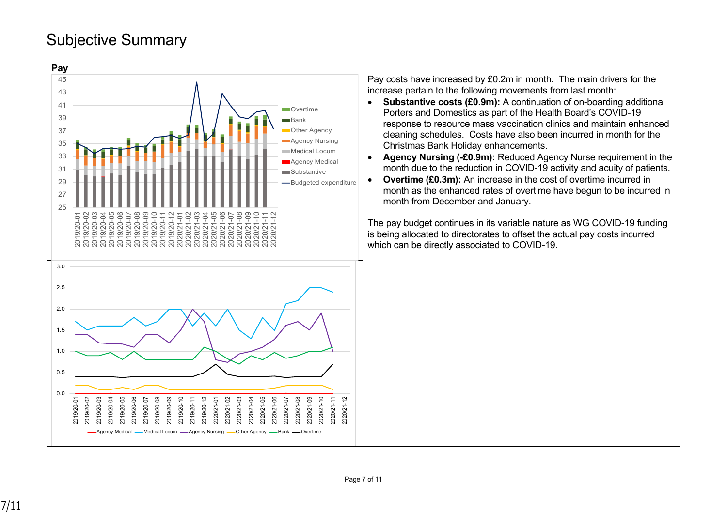# Subjective Summary

## Pay

45
43
41
39
37
35
33
31
29
27
25

2019/20-01 2019/20-02 2019/20-03 2019/20-04 2019/20-05 2019/20-06 2019/20-07 2019/20-08 2019/20-09 2019/20-10 2019/20-11 2019/20-12 2020/21-01 2020/21-02 2020/21-03 2020/21-04 2020/21-05 2020/21-06 2020/21-07 2020/21-08 2020/21-09 2020/21-10 2020/21-11 2020/21-12

Overtime
Bank
Other Agency
Agency Nursing
Medical Locum
Agency Medical
Substantive
Budgeted expenditure

3.0
2.5
2.0
1.5
1.0
0.5
0.0

2019/20-01 2019/20-02 2019/20-03 2019/20-04 2019/20-05 2019/20-06 2019/20-07 2019/20-08 2019/20-09 2019/20-10 2019/20-11 2019/20-12 2020/21-01 2020/21-02 2020/21-03 2020/21-04 2020/21-05 2020/21-06 2020/21-07 2020/21-08 2020/21-09 2020/21-10 2020/21-11 2020/21-12

Agency Medical, Medical Locum, Agency Nursing, Other Agency, Bank, Overtime

Pay costs have increased by £0.2m in month. The main drivers for the increase pertain to the following movements from last month:

- **Substantive costs (£0.9m):** A continuation of on-boarding additional Porters and Domestics as part of the Health Board's COVID-19 response to resource mass vaccination clinics and maintain enhanced cleaning schedules. Costs have also been incurred in month for the Christmas Bank Holiday enhancements.
- **Agency Nursing (-£0.9m):** Reduced Agency Nurse requirement in the month due to the reduction in COVID-19 activity and acuity of patients.
- **Overtime (£0.3m):** An increase in the cost of overtime incurred in month as the enhanced rates of overtime have begun to be incurred in month from December and January.

The pay budget continues in its variable nature as WG COVID-19 funding is being allocated to directorates to offset the actual pay costs incurred which can be directly associated to COVID-19.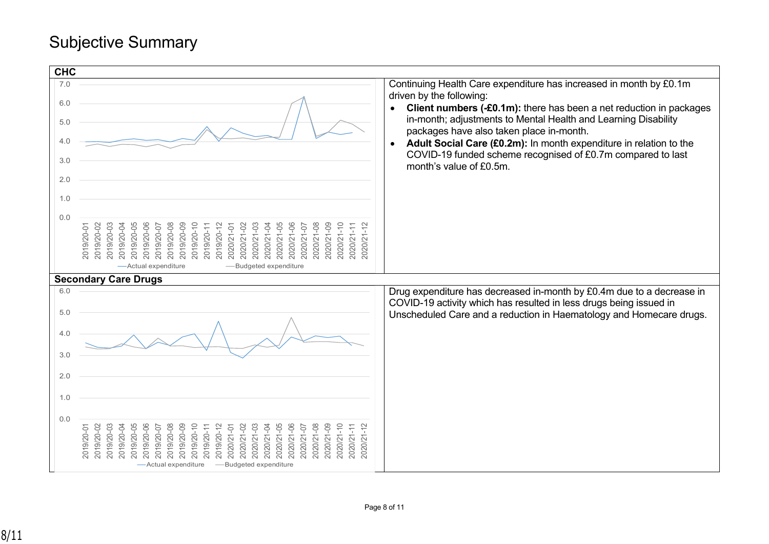# Subjective Summary

## CHC

7.0
6.0
5.0
4.0
3.0
2.0
1.0
0.0

2019/20-01 2019/20-02 2019/20-03 2019/20-04 2019/20-05 2019/20-06 2019/20-07 2019/20-08 2019/20-09 2019/20-10 2019/20-11 2019/20-12 2020/21-01 2020/21-02 2020/21-03 2020/21-04 2020/21-05 2020/21-06 2020/21-07 2020/21-08 2020/21-09 2020/21-10 2020/21-11 2020/21-12

Actual expenditure — Budgeted expenditure

Continuing Health Care expenditure has increased in month by £0.1m driven by the following:

- **Client numbers (-£0.1m):** there has been a net reduction in packages in-month; adjustments to Mental Health and Learning Disability packages have also taken place in-month.
- **Adult Social Care (£0.2m):** In month expenditure in relation to the COVID-19 funded scheme recognised of £0.7m compared to last month's value of £0.5m.

## Secondary Care Drugs

6.0
5.0
4.0
3.0
2.0
1.0
0.0

2019/20-01 2019/20-02 2019/20-03 2019/20-04 2019/20-05 2019/20-06 2019/20-07 2019/20-08 2019/20-09 2019/20-10 2019/20-11 2019/20-12 2020/21-01 2020/21-02 2020/21-03 2020/21-04 2020/21-05 2020/21-06 2020/21-07 2020/21-08 2020/21-09 2020/21-10 2020/21-11 2020/21-12

Actual expenditure — Budgeted expenditure

Drug expenditure has decreased in-month by £0.4m due to a decrease in COVID-19 activity which has resulted in less drugs being issued in Unscheduled Care and a reduction in Haematology and Homecare drugs.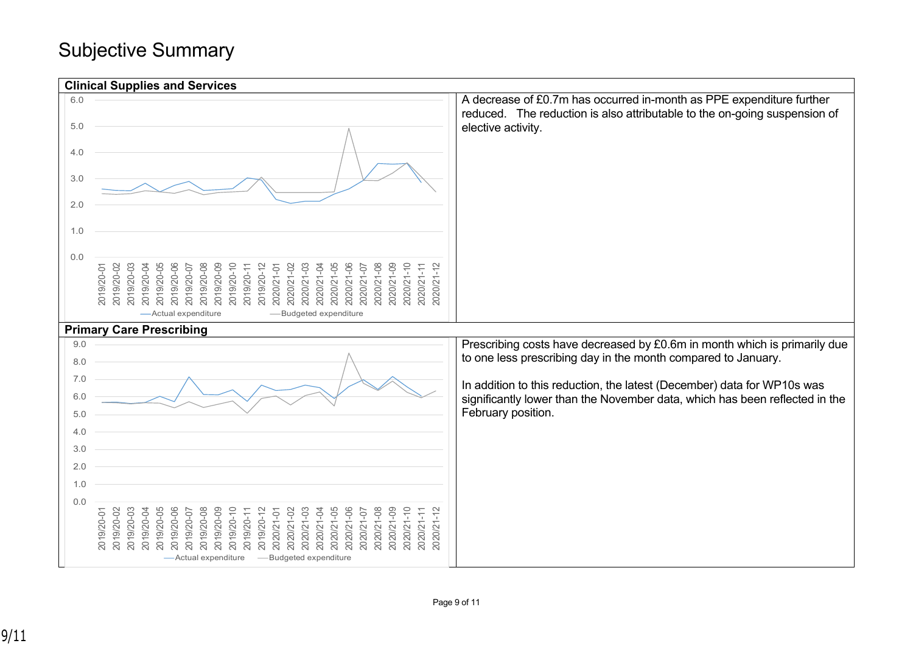# Subjective Summary

## Clinical Supplies and Services

6.0
5.0
4.0
3.0
2.0
1.0
0.0

2019/20-01, 2019/20-02, 2019/20-03, 2019/20-04, 2019/20-05, 2019/20-06, 2019/20-07, 2019/20-08, 2019/20-09, 2019/20-10, 2019/20-11, 2019/20-12, 2020/21-01, 2020/21-02, 2020/21-03, 2020/21-04, 2020/21-05, 2020/21-06, 2020/21-07, 2020/21-08, 2020/21-09, 2020/21-10, 2020/21-11, 2020/21-12

Actual expenditure — Budgeted expenditure

A decrease of £0.7m has occurred in-month as PPE expenditure further reduced. The reduction is also attributable to the on-going suspension of elective activity.

## Primary Care Prescribing

9.0
8.0
7.0
6.0
5.0
4.0
3.0
2.0
1.0
0.0

2019/20-01, 2019/20-02, 2019/20-03, 2019/20-04, 2019/20-05, 2019/20-06, 2019/20-07, 2019/20-08, 2019/20-09, 2019/20-10, 2019/20-11, 2019/20-12, 2020/21-01, 2020/21-02, 2020/21-03, 2020/21-04, 2020/21-05, 2020/21-06, 2020/21-07, 2020/21-08, 2020/21-09, 2020/21-10, 2020/21-11, 2020/21-12

Actual expenditure — Budgeted expenditure

Prescribing costs have decreased by £0.6m in month which is primarily due to one less prescribing day in the month compared to January.

In addition to this reduction, the latest (December) data for WP10s was significantly lower than the November data, which has been reflected in the February position.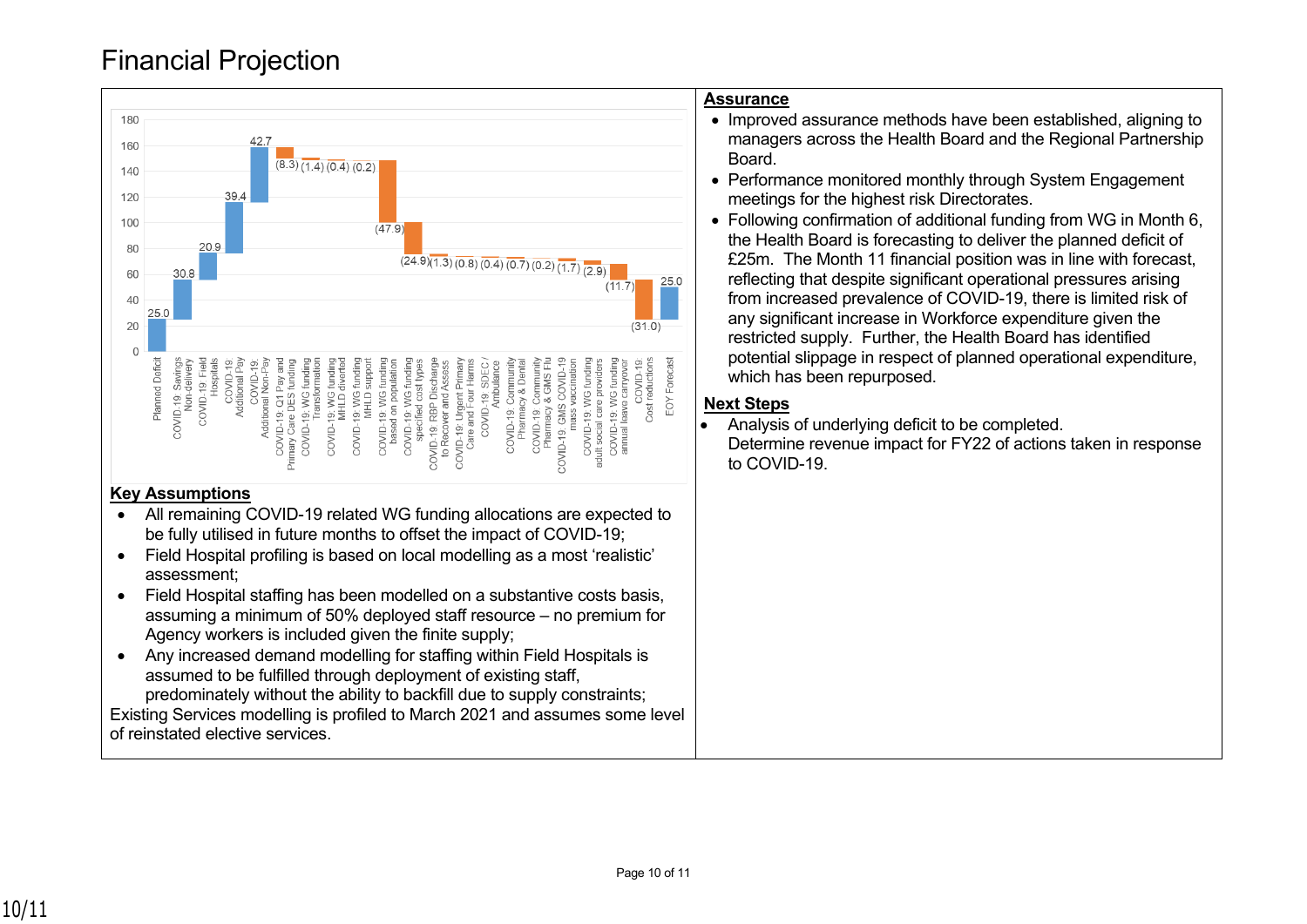# Financial Projection

180
160
140
120
100
80
60
40
20
0

25.0
30.8
20.9
39.4
42.7
(8.3)
(1.4)
(0.4)
(0.2)
(47.9)
(24.9)
(1.3)
(0.8)
(0.4)
(0.7)
(0.2)
(1.7)
(2.9)
(11.7)
(31.0)
25.0

Planned Deficit
COVID-19: Savings Non-delivery
COVID-19: Field Hospitals
COVID-19: Additional Pay
COVID-19: Additional Non-Pay
COVID-19: Q1 Pay and Primary Care DES funding
COVID-19: WG funding Transformation
COVID-19: WG funding MHLD diverted
COVID-19: WG funding MHLD support
COVID-19: WG funding based on population
COVID-19: WG funding specified cost types
COVID-19: RBP Discharge to Recover and Assess
COVID-19: Urgent Primary Care and Four Harms
COVID-19: SDEC / Ambulance
COVID-19: Community Pharmacy & Dental
COVID-19: Community Pharmacy & GMS Flu
COVID-19: GMS COVID-19 mass vaccination
COVID-19: WG funding adult social care providers
COVID-19: WG funding annual leave carryover
COVID-19: Cost reductions
EOY Forecast

**Key Assumptions**

- All remaining COVID-19 related WG funding allocations are expected to be fully utilised in future months to offset the impact of COVID-19;
- Field Hospital profiling is based on local modelling as a most 'realistic' assessment;
- Field Hospital staffing has been modelled on a substantive costs basis, assuming a minimum of 50% deployed staff resource – no premium for Agency workers is included given the finite supply;
- Any increased demand modelling for staffing within Field Hospitals is assumed to be fulfilled through deployment of existing staff, predominately without the ability to backfill due to supply constraints;

Existing Services modelling is profiled to March 2021 and assumes some level of reinstated elective services.

**Assurance**

- Improved assurance methods have been established, aligning to managers across the Health Board and the Regional Partnership Board.
- Performance monitored monthly through System Engagement meetings for the highest risk Directorates.
- Following confirmation of additional funding from WG in Month 6, the Health Board is forecasting to deliver the planned deficit of £25m. The Month 11 financial position was in line with forecast, reflecting that despite significant operational pressures arising from increased prevalence of COVID-19, there is limited risk of any significant increase in Workforce expenditure given the restricted supply. Further, the Health Board has identified potential slippage in respect of planned operational expenditure, which has been repurposed.

**Next Steps**

- Analysis of underlying deficit to be completed.
  Determine revenue impact for FY22 of actions taken in response to COVID-19.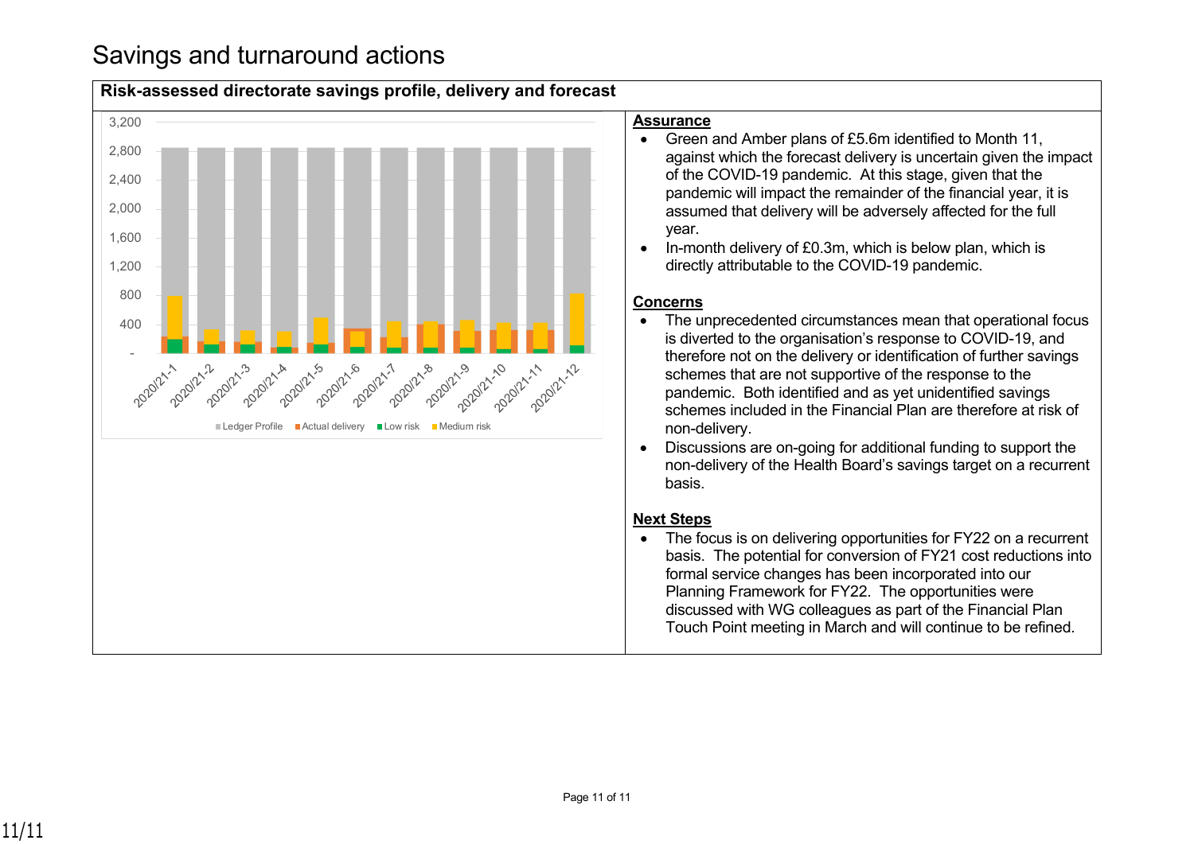# Savings and turnaround actions

## Risk-assessed directorate savings profile, delivery and forecast

3,200
2,800
2,400
2,000
1,600
1,200
800
400
-

2020/21-1
2020/21-2
2020/21-3
2020/21-4
2020/21-5
2020/21-6
2020/21-7
2020/21-8
2020/21-9
2020/21-10
2020/21-11
2020/21-12

Ledger Profile
Actual delivery
Low risk
Medium risk

**Assurance**

- Green and Amber plans of £5.6m identified to Month 11, against which the forecast delivery is uncertain given the impact of the COVID-19 pandemic. At this stage, given that the pandemic will impact the remainder of the financial year, it is assumed that delivery will be adversely affected for the full year.
- In-month delivery of £0.3m, which is below plan, which is directly attributable to the COVID-19 pandemic.

**Concerns**

- The unprecedented circumstances mean that operational focus is diverted to the organisation's response to COVID-19, and therefore not on the delivery or identification of further savings schemes that are not supportive of the response to the pandemic. Both identified and as yet unidentified savings schemes included in the Financial Plan are therefore at risk of non-delivery.
- Discussions are on-going for additional funding to support the non-delivery of the Health Board's savings target on a recurrent basis.

**Next Steps**

- The focus is on delivering opportunities for FY22 on a recurrent basis. The potential for conversion of FY21 cost reductions into formal service changes has been incorporated into our Planning Framework for FY22. The opportunities were discussed with WG colleagues as part of the Financial Plan Touch Point meeting in March and will continue to be refined.